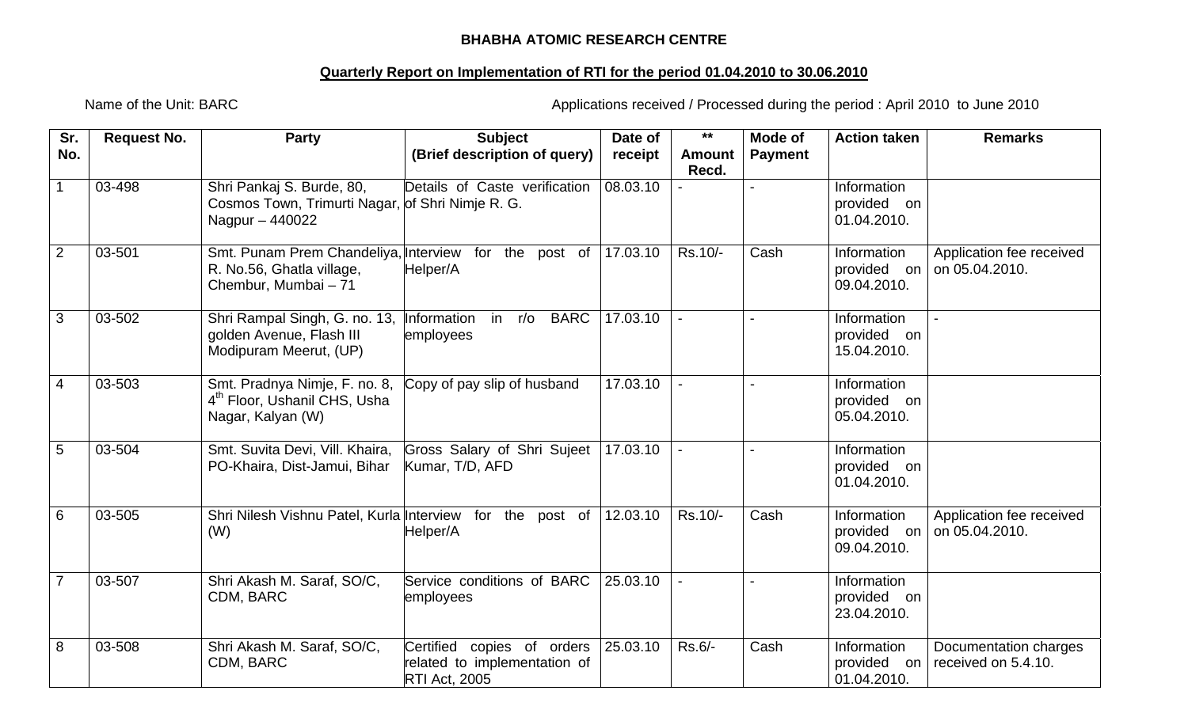**BHABHA ATOMIC RESEARCH CENTRE**

**Quarterly Report on Implementation of RTI for the period 01.04.2010 to 30.06.2010**

Name of the Unit: BARC

Applications received / Processed during the period : April 2010 to June 2010

| Sr. No. | Request No. | Party | Subject (Brief description of query) | Date of receipt | ** Amount Recd. | Mode of Payment | Action taken | Remarks |
|---|---|---|---|---|---|---|---|---|
| 1 | 03-498 | Shri Pankaj S. Burde, 80, Cosmos Town, Trimurti Nagar, Nagpur – 440022 | Details of Caste verification of Shri Nimje R. G. | 08.03.10 | - | - | Information provided on 01.04.2010. | |
| 2 | 03-501 | Smt. Punam Prem Chandeliya, R. No.56, Ghatla village, Chembur, Mumbai – 71 | Interview for the post of Helper/A | 17.03.10 | Rs.10/- | Cash | Information provided on 09.04.2010. | Application fee received on 05.04.2010. |
| 3 | 03-502 | Shri Rampal Singh, G. no. 13, golden Avenue, Flash III Modipuram Meerut, (UP) | Information in r/o BARC employees | 17.03.10 | - | - | Information provided on 15.04.2010. | - |
| 4 | 03-503 | Smt. Pradnya Nimje, F. no. 8, 4th Floor, Ushanil CHS, Usha Nagar, Kalyan (W) | Copy of pay slip of husband | 17.03.10 | - | - | Information provided on 05.04.2010. | |
| 5 | 03-504 | Smt. Suvita Devi, Vill. Khaira, PO-Khaira, Dist-Jamui, Bihar | Gross Salary of Shri Sujeet Kumar, T/D, AFD | 17.03.10 | - | - | Information provided on 01.04.2010. | |
| 6 | 03-505 | Shri Nilesh Vishnu Patel, Kurla (W) | Interview for the post of Helper/A | 12.03.10 | Rs.10/- | Cash | Information provided on 09.04.2010. | Application fee received on 05.04.2010. |
| 7 | 03-507 | Shri Akash M. Saraf, SO/C, CDM, BARC | Service conditions of BARC employees | 25.03.10 | - | - | Information provided on 23.04.2010. | |
| 8 | 03-508 | Shri Akash M. Saraf, SO/C, CDM, BARC | Certified copies of orders related to implementation of RTI Act, 2005 | 25.03.10 | Rs.6/- | Cash | Information provided on 01.04.2010. | Documentation charges received on 5.4.10. |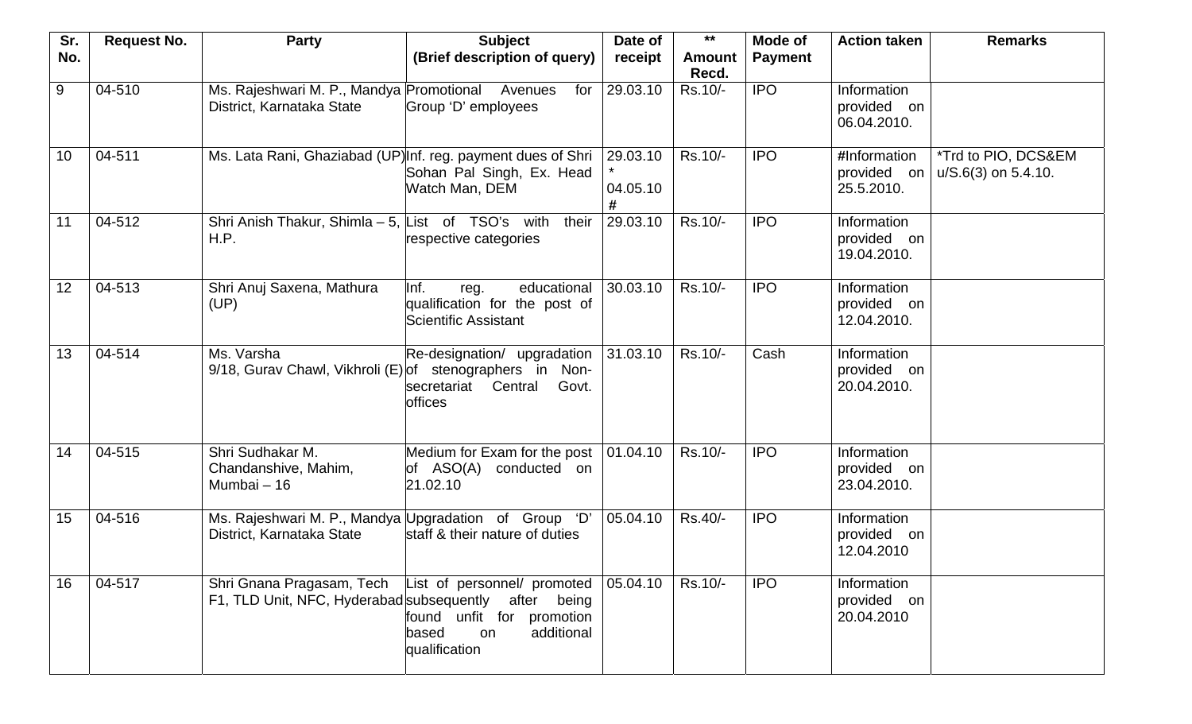| Sr. No. | Request No. | Party | Subject (Brief description of query) | Date of receipt | ** Amount Recd. | Mode of Payment | Action taken | Remarks |
|---|---|---|---|---|---|---|---|---|
| 9 | 04-510 | Ms. Rajeshwari M. P., Mandya District, Karnataka State | Promotional Avenues for Group 'D' employees | 29.03.10 | Rs.10/- | IPO | Information provided on 06.04.2010. | |
| 10 | 04-511 | Ms. Lata Rani, Ghaziabad (UP) | Inf. reg. payment dues of Shri Sohan Pal Singh, Ex. Head Watch Man, DEM | 29.03.10 * 04.05.10 # | Rs.10/- | IPO | #Information provided on 25.5.2010. | *Trd to PIO, DCS&EM u/S.6(3) on 5.4.10. |
| 11 | 04-512 | Shri Anish Thakur, Shimla – 5, H.P. | List of TSO's with their respective categories | 29.03.10 | Rs.10/- | IPO | Information provided on 19.04.2010. | |
| 12 | 04-513 | Shri Anuj Saxena, Mathura (UP) | Inf. reg. educational qualification for the post of Scientific Assistant | 30.03.10 | Rs.10/- | IPO | Information provided on 12.04.2010. | |
| 13 | 04-514 | Ms. Varsha 9/18, Gurav Chawl, Vikhroli (E) | Re-designation/ upgradation of stenographers in Non-secretariat Central Govt. offices | 31.03.10 | Rs.10/- | Cash | Information provided on 20.04.2010. | |
| 14 | 04-515 | Shri Sudhakar M. Chandanshive, Mahim, Mumbai – 16 | Medium for Exam for the post of ASO(A) conducted on 21.02.10 | 01.04.10 | Rs.10/- | IPO | Information provided on 23.04.2010. | |
| 15 | 04-516 | Ms. Rajeshwari M. P., Mandya District, Karnataka State | Upgradation of Group 'D' staff & their nature of duties | 05.04.10 | Rs.40/- | IPO | Information provided on 12.04.2010 | |
| 16 | 04-517 | Shri Gnana Pragasam, Tech F1, TLD Unit, NFC, Hyderabad | List of personnel/ promoted subsequently after being found unfit for promotion based on additional qualification | 05.04.10 | Rs.10/- | IPO | Information provided on 20.04.2010 | |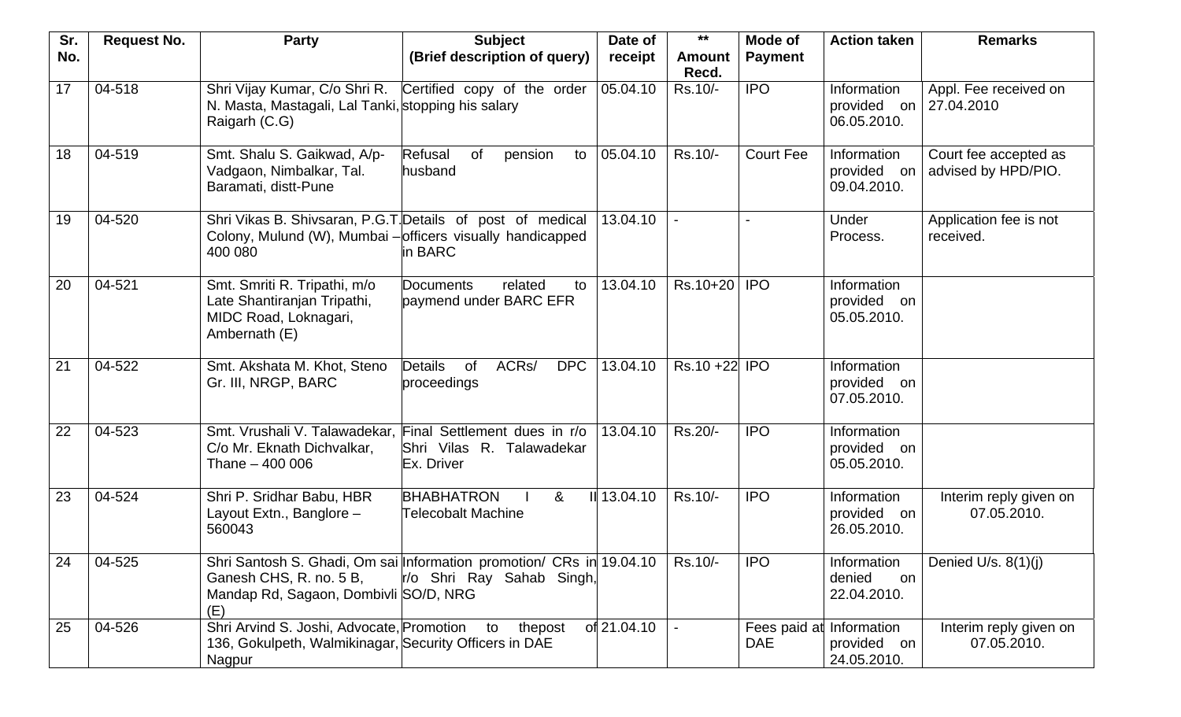| Sr. No. | Request No. | Party | Subject (Brief description of query) | Date of receipt | ** Amount Recd. | Mode of Payment | Action taken | Remarks |
|---|---|---|---|---|---|---|---|---|
| 17 | 04-518 | Shri Vijay Kumar, C/o Shri R. N. Masta, Mastagali, Lal Tanki, Raigarh (C.G) | Certified copy of the order stopping his salary | 05.04.10 | Rs.10/- | IPO | Information provided on 06.05.2010. | Appl. Fee received on 27.04.2010 |
| 18 | 04-519 | Smt. Shalu S. Gaikwad, A/p-Vadgaon, Nimbalkar, Tal. Baramati, distt-Pune | Refusal of pension to husband | 05.04.10 | Rs.10/- | Court Fee | Information provided on 09.04.2010. | Court fee accepted as advised by HPD/PIO. |
| 19 | 04-520 | Shri Vikas B. Shivsaran, P.G.T. Colony, Mulund (W), Mumbai – 400 080 | Details of post of medical officers visually handicapped in BARC | 13.04.10 | - | - | Under Process. | Application fee is not received. |
| 20 | 04-521 | Smt. Smriti R. Tripathi, m/o Late Shantiranjan Tripathi, MIDC Road, Loknagari, Ambernath (E) | Documents related to paymend under BARC EFR | 13.04.10 | Rs.10+20 | IPO | Information provided on 05.05.2010. | |
| 21 | 04-522 | Smt. Akshata M. Khot, Steno Gr. III, NRGP, BARC | Details of ACRs/ DPC proceedings | 13.04.10 | Rs.10 +22 | IPO | Information provided on 07.05.2010. | |
| 22 | 04-523 | Smt. Vrushali V. Talawadekar, C/o Mr. Eknath Dichvalkar, Thane – 400 006 | Final Settlement dues in r/o Shri Vilas R. Talawadekar Ex. Driver | 13.04.10 | Rs.20/- | IPO | Information provided on 05.05.2010. | |
| 23 | 04-524 | Shri P. Sridhar Babu, HBR Layout Extn., Banglore – 560043 | BHABHATRON I & II Telecobalt Machine | 13.04.10 | Rs.10/- | IPO | Information provided on 26.05.2010. | Interim reply given on 07.05.2010. |
| 24 | 04-525 | Shri Santosh S. Ghadi, Om sai Ganesh CHS, R. no. 5 B, Mandap Rd, Sagaon, Dombivli (E) | Information promotion/ CRs in r/o Shri Ray Sahab Singh, SO/D, NRG | 19.04.10 | Rs.10/- | IPO | Information denied on 22.04.2010. | Denied U/s. 8(1)(j) |
| 25 | 04-526 | Shri Arvind S. Joshi, Advocate, 136, Gokulpeth, Walmikinagar, Nagpur | Promotion to thepost of Security Officers in DAE | 21.04.10 | - | Fees paid at DAE | Information provided on 24.05.2010. | Interim reply given on 07.05.2010. |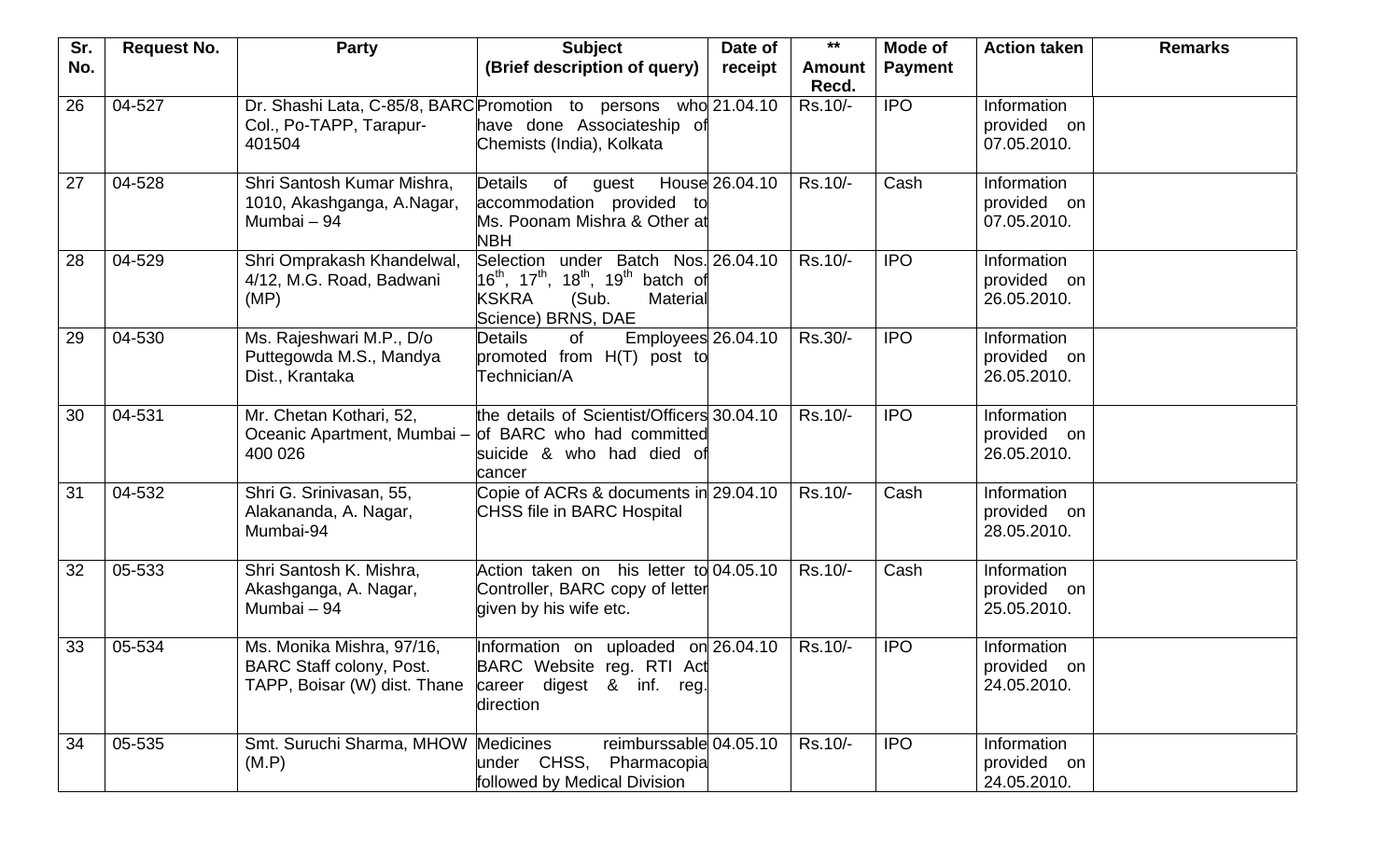| Sr. No. | Request No. | Party | Subject (Brief description of query) | Date of receipt | ** Amount Recd. | Mode of Payment | Action taken | Remarks |
|---|---|---|---|---|---|---|---|---|
| 26 | 04-527 | Dr. Shashi Lata, C-85/8, BARC Col., Po-TAPP, Tarapur-401504 | Promotion to persons who have done Associateship of Chemists (India), Kolkata | 21.04.10 | Rs.10/- | IPO | Information provided on 07.05.2010. | |
| 27 | 04-528 | Shri Santosh Kumar Mishra, 1010, Akashganga, A.Nagar, Mumbai – 94 | Details of guest House accommodation provided to Ms. Poonam Mishra & Other at NBH | 26.04.10 | Rs.10/- | Cash | Information provided on 07.05.2010. | |
| 28 | 04-529 | Shri Omprakash Khandelwal, 4/12, M.G. Road, Badwani (MP) | Selection under Batch Nos. 16th, 17th, 18th, 19th batch of KSKRA (Sub. Material Science) BRNS, DAE | 26.04.10 | Rs.10/- | IPO | Information provided on 26.05.2010. | |
| 29 | 04-530 | Ms. Rajeshwari M.P., D/o Puttegowda M.S., Mandya Dist., Krantaka | Details of Employees promoted from H(T) post to Technician/A | 26.04.10 | Rs.30/- | IPO | Information provided on 26.05.2010. | |
| 30 | 04-531 | Mr. Chetan Kothari, 52, Oceanic Apartment, Mumbai – 400 026 | the details of Scientist/Officers of BARC who had committed suicide & who had died of cancer | 30.04.10 | Rs.10/- | IPO | Information provided on 26.05.2010. | |
| 31 | 04-532 | Shri G. Srinivasan, 55, Alakananda, A. Nagar, Mumbai-94 | Copie of ACRs & documents in CHSS file in BARC Hospital | 29.04.10 | Rs.10/- | Cash | Information provided on 28.05.2010. | |
| 32 | 05-533 | Shri Santosh K. Mishra, Akashganga, A. Nagar, Mumbai – 94 | Action taken on his letter to Controller, BARC copy of letter given by his wife etc. | 04.05.10 | Rs.10/- | Cash | Information provided on 25.05.2010. | |
| 33 | 05-534 | Ms. Monika Mishra, 97/16, BARC Staff colony, Post. TAPP, Boisar (W) dist. Thane | Information on uploaded on BARC Website reg. RTI Act career digest & inf. reg. direction | 26.04.10 | Rs.10/- | IPO | Information provided on 24.05.2010. | |
| 34 | 05-535 | Smt. Suruchi Sharma, MHOW (M.P) | Medicines reimburssable under CHSS, Pharmacopia followed by Medical Division | 04.05.10 | Rs.10/- | IPO | Information provided on 24.05.2010. | |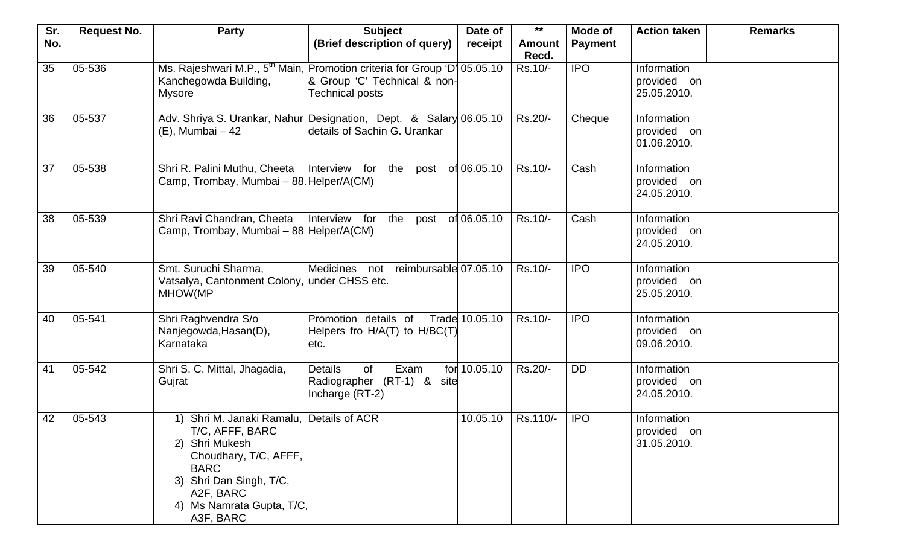| Sr. No. | Request No. | Party | Subject (Brief description of query) | Date of receipt | ** Amount Recd. | Mode of Payment | Action taken | Remarks |
|---|---|---|---|---|---|---|---|---|
| 35 | 05-536 | Ms. Rajeshwari M.P., 5th Main, Kanchegowda Building, Mysore | Promotion criteria for Group 'D' & Group 'C' Technical & non-Technical posts | 05.05.10 | Rs.10/- | IPO | Information provided on 25.05.2010. | |
| 36 | 05-537 | Adv. Shriya S. Urankar, Nahur (E), Mumbai – 42 | Designation, Dept. & Salary details of Sachin G. Urankar | 06.05.10 | Rs.20/- | Cheque | Information provided on 01.06.2010. | |
| 37 | 05-538 | Shri R. Palini Muthu, Cheeta Camp, Trombay, Mumbai – 88. | Interview for the post of Helper/A(CM) | 06.05.10 | Rs.10/- | Cash | Information provided on 24.05.2010. | |
| 38 | 05-539 | Shri Ravi Chandran, Cheeta Camp, Trombay, Mumbai – 88 | Interview for the post of Helper/A(CM) | 06.05.10 | Rs.10/- | Cash | Information provided on 24.05.2010. | |
| 39 | 05-540 | Smt. Suruchi Sharma, Vatsalya, Cantonment Colony, MHOW(MP | Medicines not reimbursable under CHSS etc. | 07.05.10 | Rs.10/- | IPO | Information provided on 25.05.2010. | |
| 40 | 05-541 | Shri Raghvendra S/o Nanjegowda,Hasan(D), Karnataka | Promotion details of Trade Helpers fro H/A(T) to H/BC(T) etc. | 10.05.10 | Rs.10/- | IPO | Information provided on 09.06.2010. | |
| 41 | 05-542 | Shri S. C. Mittal, Jhagadia, Gujrat | Details of Exam for Radiographer (RT-1) & site Incharge (RT-2) | 10.05.10 | Rs.20/- | DD | Information provided on 24.05.2010. | |
| 42 | 05-543 | 1) Shri M. Janaki Ramalu, T/C, AFFF, BARC 2) Shri Mukesh Choudhary, T/C, AFFF, BARC 3) Shri Dan Singh, T/C, A2F, BARC 4) Ms Namrata Gupta, T/C, A3F, BARC | Details of ACR | 10.05.10 | Rs.110/- | IPO | Information provided on 31.05.2010. | |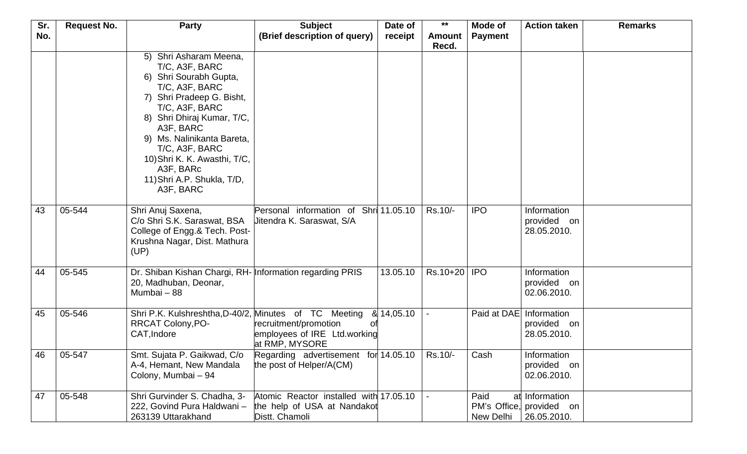| Sr. No. | Request No. | Party | Subject (Brief description of query) | Date of receipt | ** Amount Recd. | Mode of Payment | Action taken | Remarks |
|---|---|---|---|---|---|---|---|---|
| | | 5) Shri Asharam Meena, T/C, A3F, BARC<br>6) Shri Sourabh Gupta, T/C, A3F, BARC<br>7) Shri Pradeep G. Bisht, T/C, A3F, BARC<br>8) Shri Dhiraj Kumar, T/C, A3F, BARC<br>9) Ms. Nalinikanta Bareta, T/C, A3F, BARC<br>10) Shri K. K. Awasthi, T/C, A3F, BARc<br>11) Shri A.P. Shukla, T/D, A3F, BARC | | | | | | |
| 43 | 05-544 | Shri Anuj Saxena, C/o Shri S.K. Saraswat, BSA College of Engg.& Tech. Post-Krushna Nagar, Dist. Mathura (UP) | Personal information of Shri Jitendra K. Saraswat, S/A | 11.05.10 | Rs.10/- | IPO | Information provided on 28.05.2010. | |
| 44 | 05-545 | Dr. Shiban Kishan Chargi, RH-20, Madhuban, Deonar, Mumbai – 88 | Information regarding PRIS | 13.05.10 | Rs.10+20 | IPO | Information provided on 02.06.2010. | |
| 45 | 05-546 | Shri P.K. Kulshreshtha, D-40/2, RRCAT Colony, PO-CAT, Indore | Minutes of TC Meeting & recruitment/promotion of employees of IRE Ltd. working at RMP, MYSORE | 14,05.10 | - | Paid at DAE | Information provided on 28.05.2010. | |
| 46 | 05-547 | Smt. Sujata P. Gaikwad, C/o A-4, Hemant, New Mandala Colony, Mumbai – 94 | Regarding advertisement for the post of Helper/A(CM) | 14.05.10 | Rs.10/- | Cash | Information provided on 02.06.2010. | |
| 47 | 05-548 | Shri Gurvinder S. Chadha, 3-222, Govind Pura Haldwani – 263139 Uttarakhand | Atomic Reactor installed with the help of USA at Nandakot Distt. Chamoli | 17.05.10 | - | Paid at PM's Office, New Delhi | Information provided on 26.05.2010. | |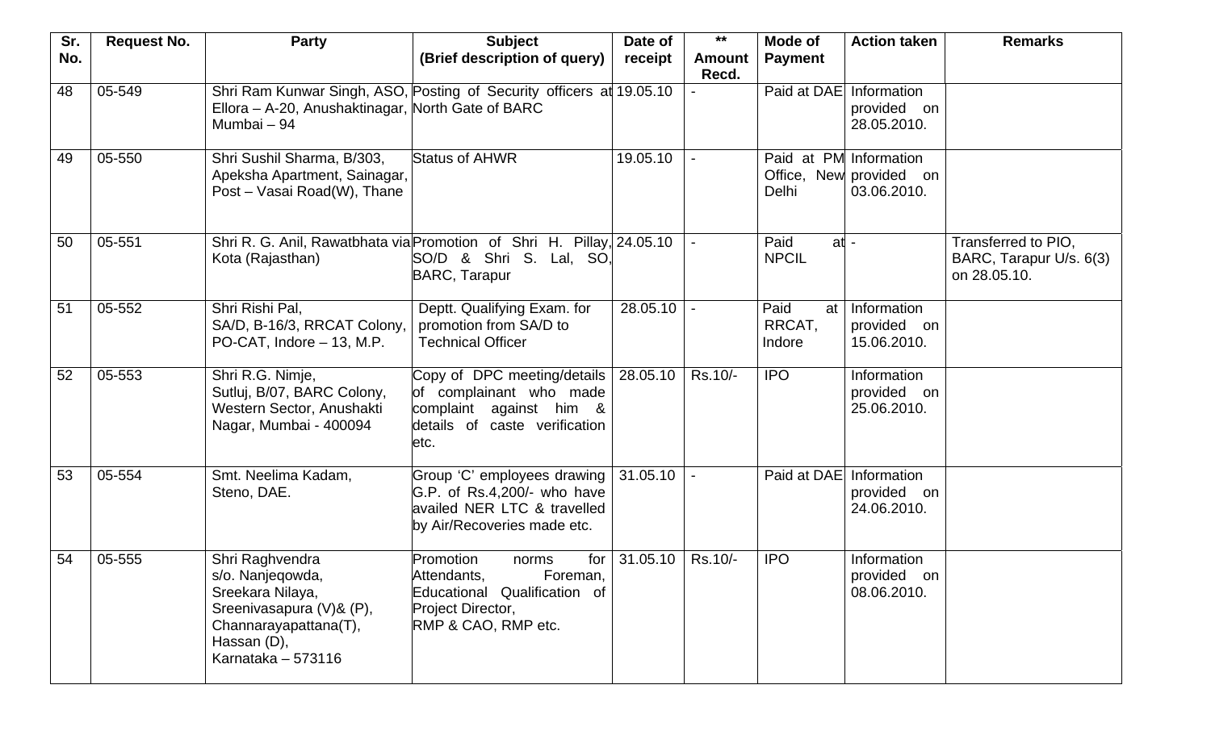| Sr. No. | Request No. | Party | Subject (Brief description of query) | Date of receipt | ** Amount Recd. | Mode of Payment | Action taken | Remarks |
|---|---|---|---|---|---|---|---|---|
| 48 | 05-549 | Shri Ram Kunwar Singh, ASO, Ellora – A-20, Anushaktinagar, Mumbai – 94 | Posting of Security officers at North Gate of BARC | 19.05.10 | - | Paid at DAE | Information provided on 28.05.2010. | |
| 49 | 05-550 | Shri Sushil Sharma, B/303, Apeksha Apartment, Sainagar, Post – Vasai Road(W), Thane | Status of AHWR | 19.05.10 | - | Paid at PM Office, New Delhi | Information provided on 03.06.2010. | |
| 50 | 05-551 | Shri R. G. Anil, Rawatbhata via Kota (Rajasthan) | Promotion of Shri H. Pillay, SO/D & Shri S. Lal, SO, BARC, Tarapur | 24.05.10 | - | Paid at NPCIL | - | Transferred to PIO, BARC, Tarapur U/s. 6(3) on 28.05.10. |
| 51 | 05-552 | Shri Rishi Pal, SA/D, B-16/3, RRCAT Colony, PO-CAT, Indore – 13, M.P. | Deptt. Qualifying Exam. for promotion from SA/D to Technical Officer | 28.05.10 | - | Paid at RRCAT, Indore | Information provided on 15.06.2010. | |
| 52 | 05-553 | Shri R.G. Nimje, Sutluj, B/07, BARC Colony, Western Sector, Anushakti Nagar, Mumbai - 400094 | Copy of DPC meeting/details of complainant who made complaint against him & details of caste verification etc. | 28.05.10 | Rs.10/- | IPO | Information provided on 25.06.2010. | |
| 53 | 05-554 | Smt. Neelima Kadam, Steno, DAE. | Group 'C' employees drawing G.P. of Rs.4,200/- who have availed NER LTC & travelled by Air/Recoveries made etc. | 31.05.10 | - | Paid at DAE | Information provided on 24.06.2010. | |
| 54 | 05-555 | Shri Raghvendra s/o. Nanjeqowda, Sreekara Nilaya, Sreenivasapura (V)& (P), Channarayapattana(T), Hassan (D), Karnataka – 573116 | Promotion norms for Attendants, Foreman, Educational Qualification of Project Director, RMP & CAO, RMP etc. | 31.05.10 | Rs.10/- | IPO | Information provided on 08.06.2010. | |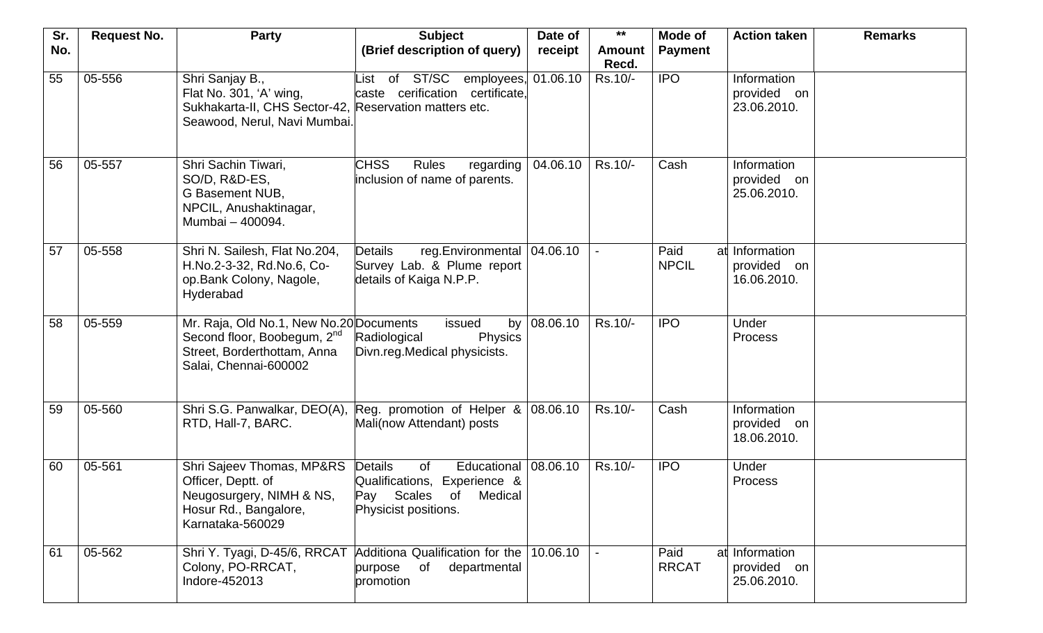| Sr. No. | Request No. | Party | Subject (Brief description of query) | Date of receipt | ** Amount Recd. | Mode of Payment | Action taken | Remarks |
|---|---|---|---|---|---|---|---|---|
| 55 | 05-556 | Shri Sanjay B., Flat No. 301, 'A' wing, Sukhakarta-II, CHS Sector-42, Seawood, Nerul, Navi Mumbai. | List of ST/SC employees, caste cerification certificate, Reservation matters etc. | 01.06.10 | Rs.10/- | IPO | Information provided on 23.06.2010. | |
| 56 | 05-557 | Shri Sachin Tiwari, SO/D, R&D-ES, G Basement NUB, NPCIL, Anushaktinagar, Mumbai – 400094. | CHSS Rules regarding inclusion of name of parents. | 04.06.10 | Rs.10/- | Cash | Information provided on 25.06.2010. | |
| 57 | 05-558 | Shri N. Sailesh, Flat No.204, H.No.2-3-32, Rd.No.6, Co-op.Bank Colony, Nagole, Hyderabad | Details reg.Environmental Survey Lab. & Plume report details of Kaiga N.P.P. | 04.06.10 | - | Paid at NPCIL | Information provided on 16.06.2010. | |
| 58 | 05-559 | Mr. Raja, Old No.1, New No.20 Second floor, Boobegum, 2nd Street, Borderthottam, Anna Salai, Chennai-600002 | Documents issued by Radiological Physics Divn.reg.Medical physicists. | 08.06.10 | Rs.10/- | IPO | Under Process | |
| 59 | 05-560 | Shri S.G. Panwalkar, DEO(A), RTD, Hall-7, BARC. | Reg. promotion of Helper & Mali(now Attendant) posts | 08.06.10 | Rs.10/- | Cash | Information provided on 18.06.2010. | |
| 60 | 05-561 | Shri Sajeev Thomas, MP&RS Officer, Deptt. of Neugosurgery, NIMH & NS, Hosur Rd., Bangalore, Karnataka-560029 | Details of Educational Qualifications, Experience & Pay Scales of Medical Physicist positions. | 08.06.10 | Rs.10/- | IPO | Under Process | |
| 61 | 05-562 | Shri Y. Tyagi, D-45/6, RRCAT Colony, PO-RRCAT, Indore-452013 | Additiona Qualification for the purpose of departmental promotion | 10.06.10 | - | Paid at RRCAT | Information provided on 25.06.2010. | |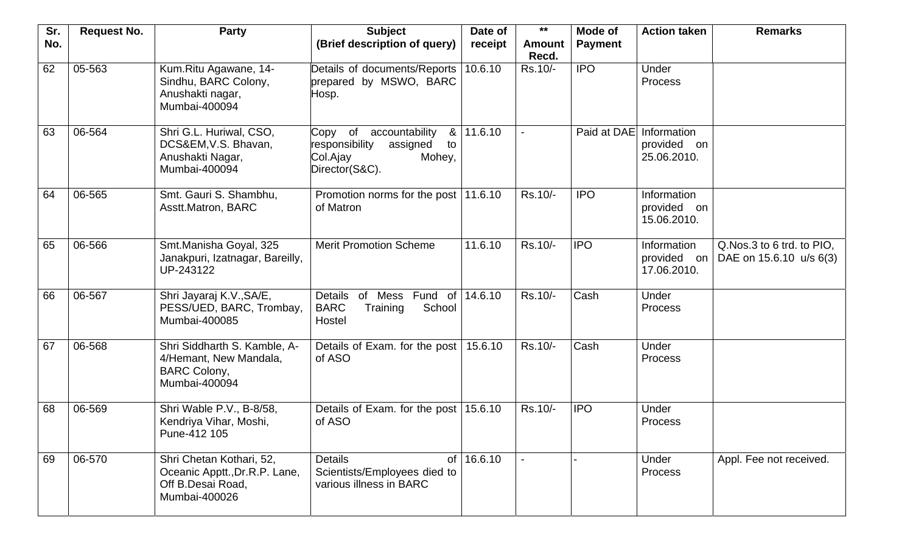| Sr. No. | Request No. | Party | Subject (Brief description of query) | Date of receipt | ** Amount Recd. | Mode of Payment | Action taken | Remarks |
|---|---|---|---|---|---|---|---|---|
| 62 | 05-563 | Kum.Ritu Agawane, 14-Sindhu, BARC Colony, Anushakti nagar, Mumbai-400094 | Details of documents/Reports prepared by MSWO, BARC Hosp. | 10.6.10 | Rs.10/- | IPO | Under Process | |
| 63 | 06-564 | Shri G.L. Huriwal, CSO, DCS&EM,V.S. Bhavan, Anushakti Nagar, Mumbai-400094 | Copy of accountability & responsibility assigned to Col.Ajay Mohey, Director(S&C). | 11.6.10 | - | Paid at DAE | Information provided on 25.06.2010. | |
| 64 | 06-565 | Smt. Gauri S. Shambhu, Asstt.Matron, BARC | Promotion norms for the post of Matron | 11.6.10 | Rs.10/- | IPO | Information provided on 15.06.2010. | |
| 65 | 06-566 | Smt.Manisha Goyal, 325 Janakpuri, Izatnagar, Bareilly, UP-243122 | Merit Promotion Scheme | 11.6.10 | Rs.10/- | IPO | Information provided on 17.06.2010. | Q.Nos.3 to 6 trd. to PIO, DAE on 15.6.10 u/s 6(3) |
| 66 | 06-567 | Shri Jayaraj K.V.,SA/E, PESS/UED, BARC, Trombay, Mumbai-400085 | Details of Mess Fund of BARC Training School Hostel | 14.6.10 | Rs.10/- | Cash | Under Process | |
| 67 | 06-568 | Shri Siddharth S. Kamble, A-4/Hemant, New Mandala, BARC Colony, Mumbai-400094 | Details of Exam. for the post of ASO | 15.6.10 | Rs.10/- | Cash | Under Process | |
| 68 | 06-569 | Shri Wable P.V., B-8/58, Kendriya Vihar, Moshi, Pune-412 105 | Details of Exam. for the post of ASO | 15.6.10 | Rs.10/- | IPO | Under Process | |
| 69 | 06-570 | Shri Chetan Kothari, 52, Oceanic Apptt.,Dr.R.P. Lane, Off B.Desai Road, Mumbai-400026 | Details of Scientists/Employees died to various illness in BARC | 16.6.10 | - | - | Under Process | Appl. Fee not received. |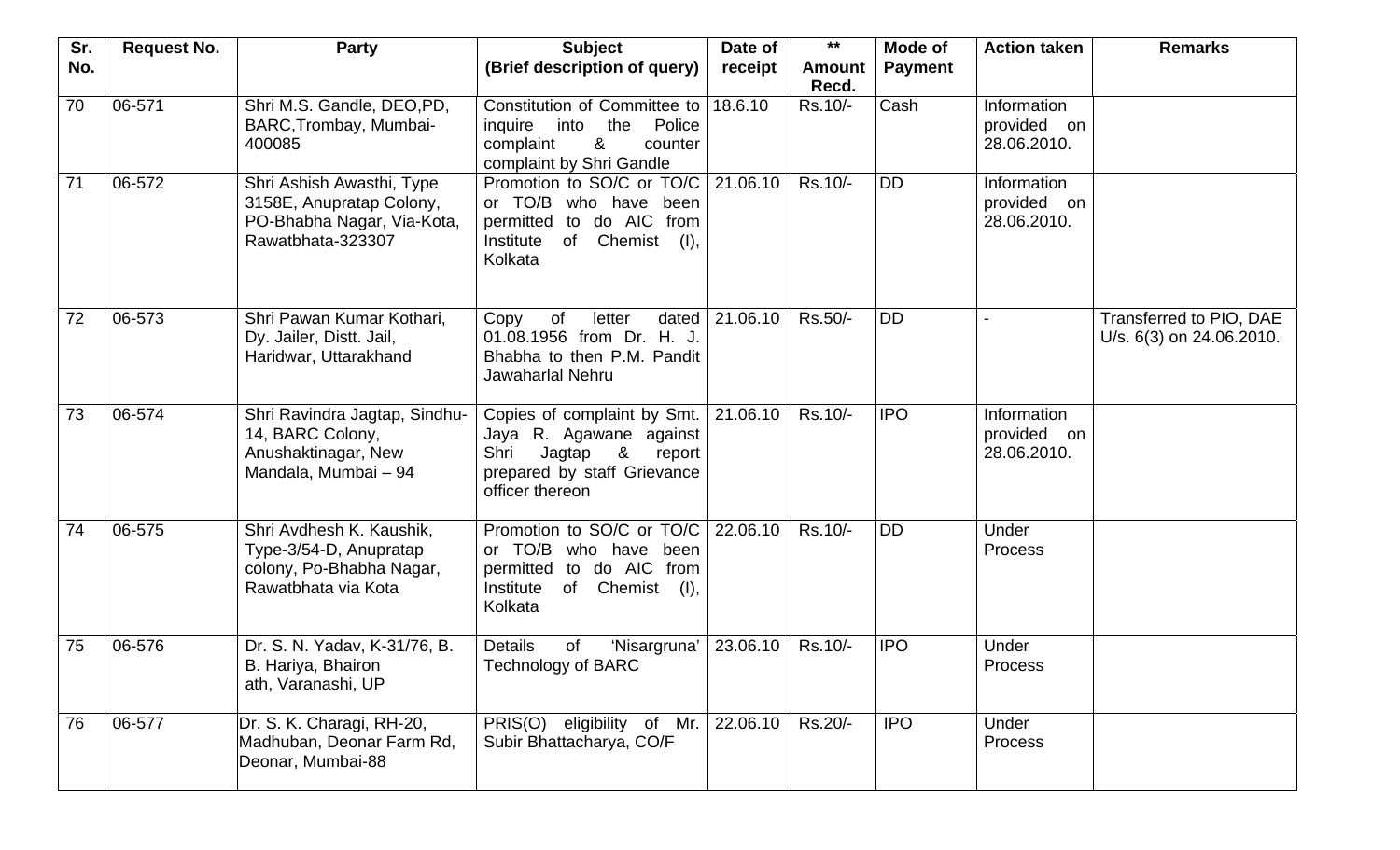| Sr. No. | Request No. | Party | Subject (Brief description of query) | Date of receipt | ** Amount Recd. | Mode of Payment | Action taken | Remarks |
|---|---|---|---|---|---|---|---|---|
| 70 | 06-571 | Shri M.S. Gandle, DEO,PD, BARC,Trombay, Mumbai-400085 | Constitution of Committee to inquire into the Police complaint & counter complaint by Shri Gandle | 18.6.10 | Rs.10/- | Cash | Information provided on 28.06.2010. | |
| 71 | 06-572 | Shri Ashish Awasthi, Type 3158E, Anupratap Colony, PO-Bhabha Nagar, Via-Kota, Rawatbhata-323307 | Promotion to SO/C or TO/C or TO/B who have been permitted to do AIC from Institute of Chemist (I), Kolkata | 21.06.10 | Rs.10/- | DD | Information provided on 28.06.2010. | |
| 72 | 06-573 | Shri Pawan Kumar Kothari, Dy. Jailer, Distt. Jail, Haridwar, Uttarakhand | Copy of letter dated 01.08.1956 from Dr. H. J. Bhabha to then P.M. Pandit Jawaharlal Nehru | 21.06.10 | Rs.50/- | DD | - | Transferred to PIO, DAE U/s. 6(3) on 24.06.2010. |
| 73 | 06-574 | Shri Ravindra Jagtap, Sindhu-14, BARC Colony, Anushaktinagar, New Mandala, Mumbai – 94 | Copies of complaint by Smt. Jaya R. Agawane against Shri Jagtap & report prepared by staff Grievance officer thereon | 21.06.10 | Rs.10/- | IPO | Information provided on 28.06.2010. | |
| 74 | 06-575 | Shri Avdhesh K. Kaushik, Type-3/54-D, Anupratap colony, Po-Bhabha Nagar, Rawatbhata via Kota | Promotion to SO/C or TO/C or TO/B who have been permitted to do AIC from Institute of Chemist (I), Kolkata | 22.06.10 | Rs.10/- | DD | Under Process | |
| 75 | 06-576 | Dr. S. N. Yadav, K-31/76, B. B. Hariya, Bhaironath, Varanashi, UP | Details of 'Nisargruna' Technology of BARC | 23.06.10 | Rs.10/- | IPO | Under Process | |
| 76 | 06-577 | Dr. S. K. Charagi, RH-20, Madhuban, Deonar Farm Rd, Deonar, Mumbai-88 | PRIS(O) eligibility of Mr. Subir Bhattacharya, CO/F | 22.06.10 | Rs.20/- | IPO | Under Process | |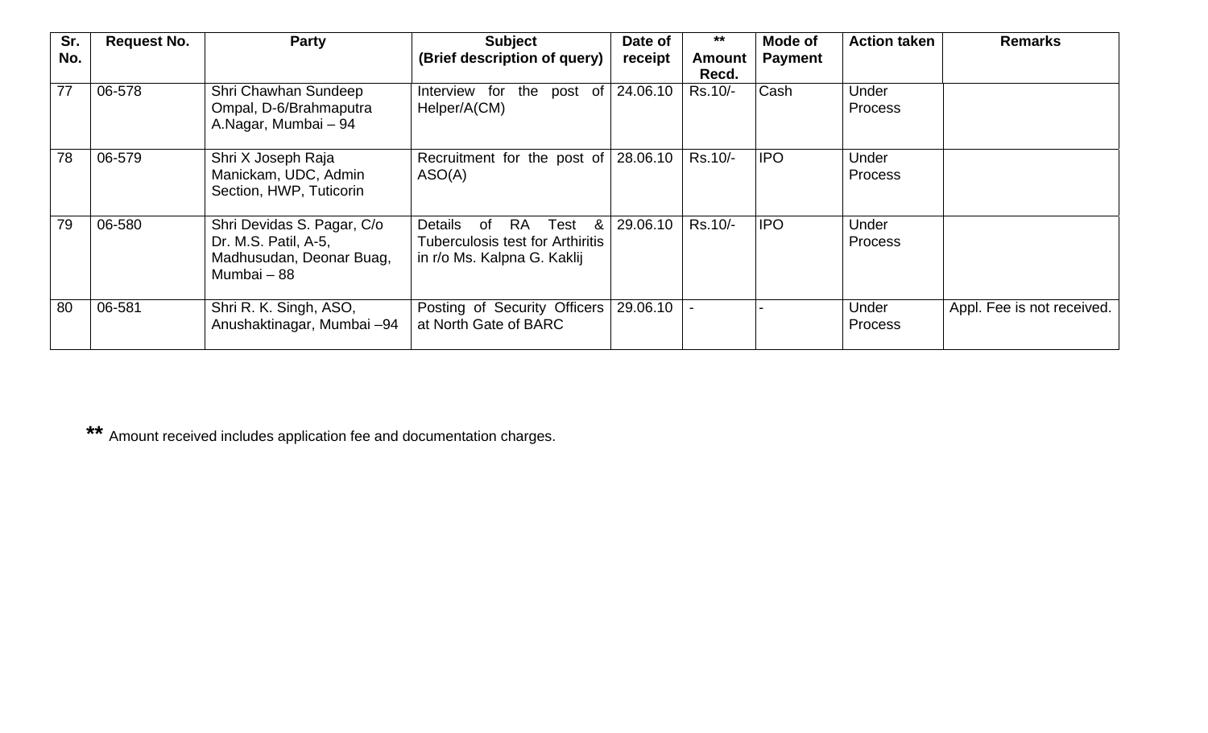| Sr. No. | Request No. | Party | Subject (Brief description of query) | Date of receipt | ** Amount Recd. | Mode of Payment | Action taken | Remarks |
|---|---|---|---|---|---|---|---|---|
| 77 | 06-578 | Shri Chawhan Sundeep Ompal, D-6/Brahmaputra A.Nagar, Mumbai – 94 | Interview for the post of Helper/A(CM) | 24.06.10 | Rs.10/- | Cash | Under Process | |
| 78 | 06-579 | Shri X Joseph Raja Manickam, UDC, Admin Section, HWP, Tuticorin | Recruitment for the post of ASO(A) | 28.06.10 | Rs.10/- | IPO | Under Process | |
| 79 | 06-580 | Shri Devidas S. Pagar, C/o Dr. M.S. Patil, A-5, Madhusudan, Deonar Buag, Mumbai – 88 | Details of RA Test & Tuberculosis test for Arthiritis in r/o Ms. Kalpna G. Kaklij | 29.06.10 | Rs.10/- | IPO | Under Process | |
| 80 | 06-581 | Shri R. K. Singh, ASO, Anushaktinagar, Mumbai –94 | Posting of Security Officers at North Gate of BARC | 29.06.10 | - | - | Under Process | Appl. Fee is not received. |

** Amount received includes application fee and documentation charges.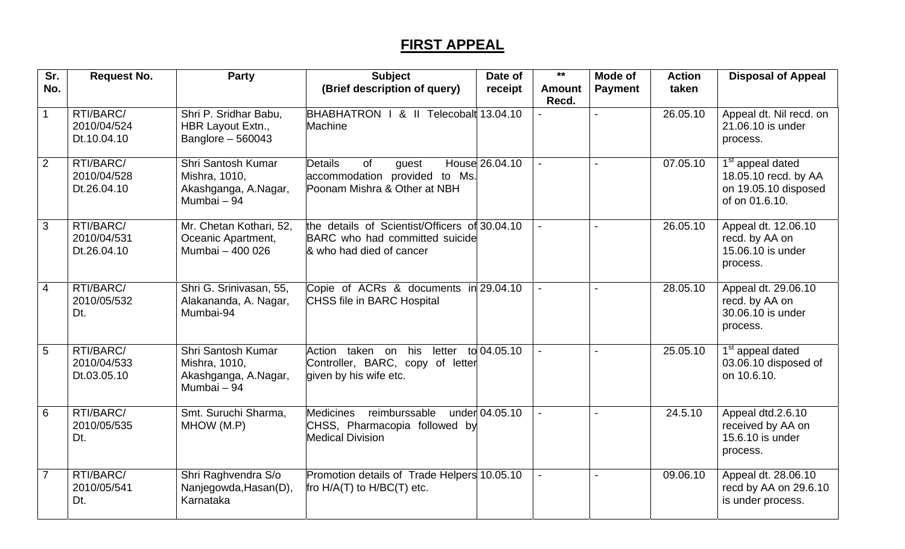# FIRST APPEAL

| Sr. No. | Request No. | Party | Subject (Brief description of query) | Date of receipt | ** Amount Recd. | Mode of Payment | Action taken | Disposal of Appeal |
|---|---|---|---|---|---|---|---|---|
| 1 | RTI/BARC/ 2010/04/524 Dt.10.04.10 | Shri P. Sridhar Babu, HBR Layout Extn., Banglore – 560043 | BHABHATRON I & II Telecobalt Machine | 13.04.10 | - | - | 26.05.10 | Appeal dt. Nil recd. on 21.06.10 is under process. |
| 2 | RTI/BARC/ 2010/04/528 Dt.26.04.10 | Shri Santosh Kumar Mishra, 1010, Akashganga, A.Nagar, Mumbai – 94 | Details of guest House accommodation provided to Ms. Poonam Mishra & Other at NBH | 26.04.10 | - | - | 07.05.10 | 1st appeal dated 18.05.10 recd. by AA on 19.05.10 disposed of on 01.6.10. |
| 3 | RTI/BARC/ 2010/04/531 Dt.26.04.10 | Mr. Chetan Kothari, 52, Oceanic Apartment, Mumbai – 400 026 | the details of Scientist/Officers of BARC who had committed suicide & who had died of cancer | 30.04.10 | - | - | 26.05.10 | Appeal dt. 12.06.10 recd. by AA on 15.06.10 is under process. |
| 4 | RTI/BARC/ 2010/05/532 Dt. | Shri G. Srinivasan, 55, Alakananda, A. Nagar, Mumbai-94 | Copie of ACRs & documents in CHSS file in BARC Hospital | 29.04.10 | - | - | 28.05.10 | Appeal dt. 29.06.10 recd. by AA on 30.06.10 is under process. |
| 5 | RTI/BARC/ 2010/04/533 Dt.03.05.10 | Shri Santosh Kumar Mishra, 1010, Akashganga, A.Nagar, Mumbai – 94 | Action taken on his letter to Controller, BARC, copy of letter given by his wife etc. | 04.05.10 | - | - | 25.05.10 | 1st appeal dated 03.06.10 disposed of on 10.6.10. |
| 6 | RTI/BARC/ 2010/05/535 Dt. | Smt. Suruchi Sharma, MHOW (M.P) | Medicines reimburssable under CHSS, Pharmacopia followed by Medical Division | 04.05.10 | - | - | 24.5.10 | Appeal dtd.2.6.10 received by AA on 15.6.10 is under process. |
| 7 | RTI/BARC/ 2010/05/541 Dt. | Shri Raghvendra S/o Nanjegowda,Hasan(D), Karnataka | Promotion details of Trade Helpers fro H/A(T) to H/BC(T) etc. | 10.05.10 | - | - | 09.06.10 | Appeal dt. 28.06.10 recd by AA on 29.6.10 is under process. |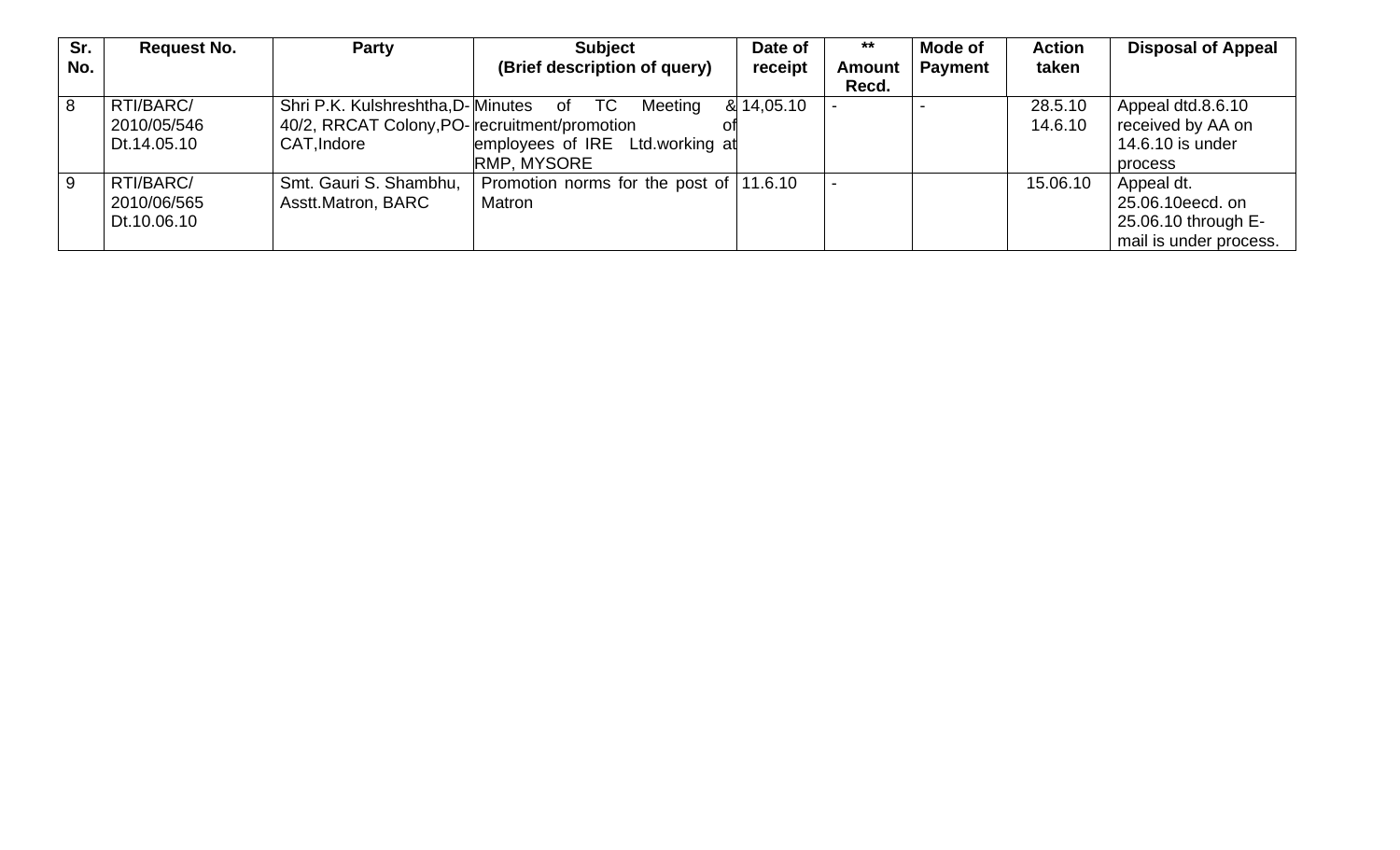| Sr. No. | Request No. | Party | Subject (Brief description of query) | Date of receipt | ** Amount Recd. | Mode of Payment | Action taken | Disposal of Appeal |
|---|---|---|---|---|---|---|---|---|
| 8 | RTI/BARC/ 2010/05/546 Dt.14.05.10 | Shri P.K. Kulshreshtha,D-40/2, RRCAT Colony,PO-CAT,Indore | Minutes of TC Meeting & recruitment/promotion of employees of IRE Ltd.working at RMP, MYSORE | 14,05.10 | - | - | 28.5.10 14.6.10 | Appeal dtd.8.6.10 received by AA on 14.6.10 is under process |
| 9 | RTI/BARC/ 2010/06/565 Dt.10.06.10 | Smt. Gauri S. Shambhu, Asstt.Matron, BARC | Promotion norms for the post of Matron | 11.6.10 | - | | 15.06.10 | Appeal dt. 25.06.10eecd. on 25.06.10 through E-mail is under process. |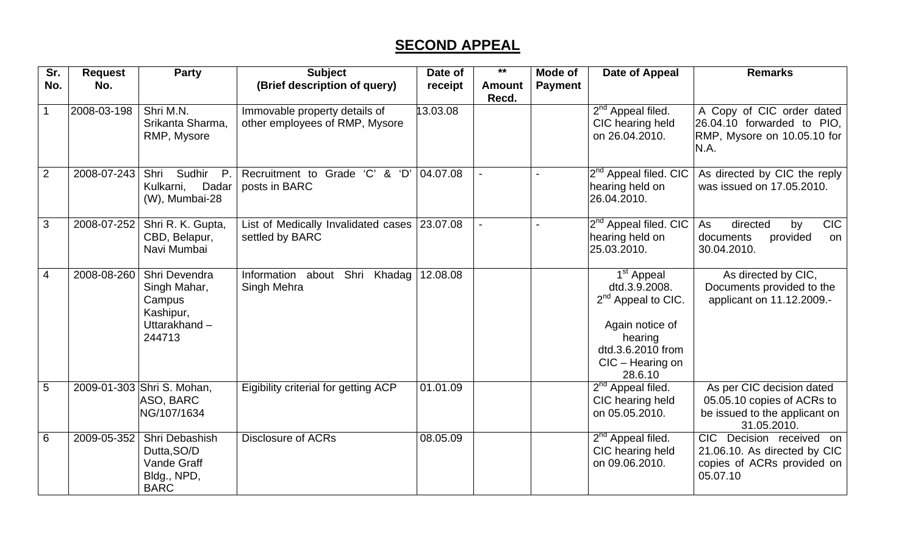# SECOND APPEAL

| Sr. No. | Request No. | Party | Subject (Brief description of query) | Date of receipt | ** Amount Recd. | Mode of Payment | Date of Appeal | Remarks |
|---|---|---|---|---|---|---|---|---|
| 1 | 2008-03-198 | Shri M.N. Srikanta Sharma, RMP, Mysore | Immovable property details of other employees of RMP, Mysore | 13.03.08 | | | 2nd Appeal filed. CIC hearing held on 26.04.2010. | A Copy of CIC order dated 26.04.10 forwarded to PIO, RMP, Mysore on 10.05.10 for N.A. |
| 2 | 2008-07-243 | Shri Sudhir P. Kulkarni, Dadar (W), Mumbai-28 | Recruitment to Grade 'C' & 'D' posts in BARC | 04.07.08 | - | - | 2nd Appeal filed. CIC hearing held on 26.04.2010. | As directed by CIC the reply was issued on 17.05.2010. |
| 3 | 2008-07-252 | Shri R. K. Gupta, CBD, Belapur, Navi Mumbai | List of Medically Invalidated cases settled by BARC | 23.07.08 | - | - | 2nd Appeal filed. CIC hearing held on 25.03.2010. | As directed by CIC documents provided on 30.04.2010. |
| 4 | 2008-08-260 | Shri Devendra Singh Mahar, Campus Kashipur, Uttarakhand – 244713 | Information about Shri Khadag Singh Mehra | 12.08.08 | | | 1st Appeal dtd.3.9.2008. 2nd Appeal to CIC. Again notice of hearing dtd.3.6.2010 from CIC – Hearing on 28.6.10 | As directed by CIC, Documents provided to the applicant on 11.12.2009.- |
| 5 | 2009-01-303 | Shri S. Mohan, ASO, BARC NG/107/1634 | Eigibility criterial for getting ACP | 01.01.09 | | | 2nd Appeal filed. CIC hearing held on 05.05.2010. | As per CIC decision dated 05.05.10 copies of ACRs to be issued to the applicant on 31.05.2010. |
| 6 | 2009-05-352 | Shri Debashish Dutta,SO/D Vande Graff Bldg., NPD, BARC | Disclosure of ACRs | 08.05.09 | | | 2nd Appeal filed. CIC hearing held on 09.06.2010. | CIC Decision received on 21.06.10. As directed by CIC copies of ACRs provided on 05.07.10 |